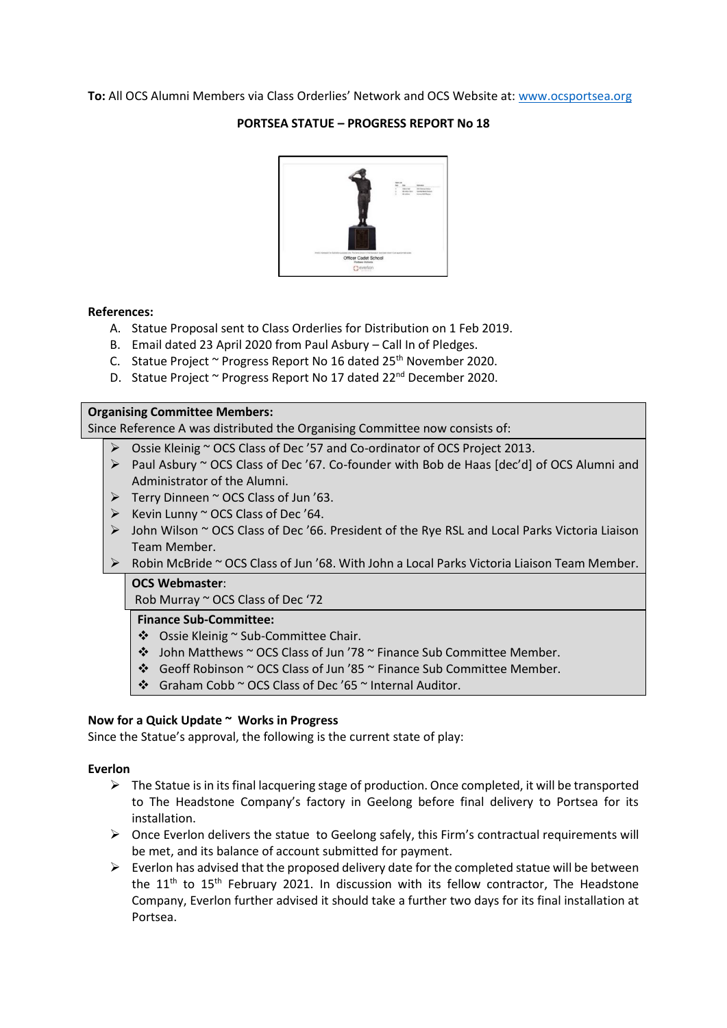**To:** All OCS Alumni Members via Class Orderlies' Network and OCS Website at: www.ocsportsea.org

## PORTSEA STATUE – PROGRESS REPORT No 18

**References:**

A. Statue Proposal sent to Class Orderlies for Distribution on 1 Feb 2019.
B. Email dated 23 April 2020 from Paul Asbury – Call In of Pledges.
C. Statue Project ~ Progress Report No 16 dated 25th November 2020.
D. Statue Project ~ Progress Report No 17 dated 22nd December 2020.

**Organising Committee Members:**

Since Reference A was distributed the Organising Committee now consists of:

- Ossie Kleinig ~ OCS Class of Dec '57 and Co-ordinator of OCS Project 2013.
- Paul Asbury ~ OCS Class of Dec '67. Co-founder with Bob de Haas [dec'd] of OCS Alumni and Administrator of the Alumni.
- Terry Dinneen ~ OCS Class of Jun '63.
- Kevin Lunny ~ OCS Class of Dec '64.
- John Wilson ~ OCS Class of Dec '66. President of the Rye RSL and Local Parks Victoria Liaison Team Member.
- Robin McBride ~ OCS Class of Jun '68. With John a Local Parks Victoria Liaison Team Member.

**OCS Webmaster**:

Rob Murray ~ OCS Class of Dec '72

**Finance Sub-Committee:**

- Ossie Kleinig ~ Sub-Committee Chair.
- John Matthews ~ OCS Class of Jun '78 ~ Finance Sub Committee Member.
- Geoff Robinson ~ OCS Class of Jun '85 ~ Finance Sub Committee Member.
- Graham Cobb ~ OCS Class of Dec '65 ~ Internal Auditor.

**Now for a Quick Update ~ Works in Progress**

Since the Statue's approval, the following is the current state of play:

**Everlon**

- The Statue is in its final lacquering stage of production. Once completed, it will be transported to The Headstone Company's factory in Geelong before final delivery to Portsea for its installation.
- Once Everlon delivers the statue to Geelong safely, this Firm's contractual requirements will be met, and its balance of account submitted for payment.
- Everlon has advised that the proposed delivery date for the completed statue will be between the 11th to 15th February 2021. In discussion with its fellow contractor, The Headstone Company, Everlon further advised it should take a further two days for its final installation at Portsea.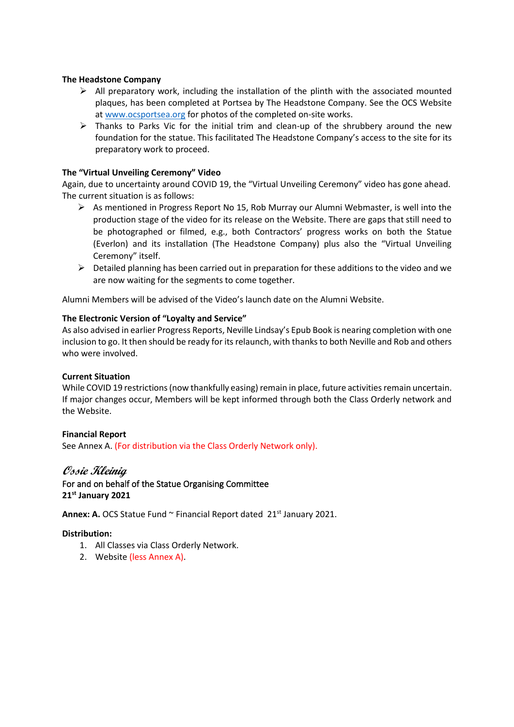**The Headstone Company**

- All preparatory work, including the installation of the plinth with the associated mounted plaques, has been completed at Portsea by The Headstone Company. See the OCS Website at www.ocsportsea.org for photos of the completed on-site works.
- Thanks to Parks Vic for the initial trim and clean-up of the shrubbery around the new foundation for the statue. This facilitated The Headstone Company's access to the site for its preparatory work to proceed.

**The "Virtual Unveiling Ceremony" Video**

Again, due to uncertainty around COVID 19, the "Virtual Unveiling Ceremony" video has gone ahead. The current situation is as follows:

- As mentioned in Progress Report No 15, Rob Murray our Alumni Webmaster, is well into the production stage of the video for its release on the Website. There are gaps that still need to be photographed or filmed, e.g., both Contractors' progress works on both the Statue (Everlon) and its installation (The Headstone Company) plus also the "Virtual Unveiling Ceremony" itself.
- Detailed planning has been carried out in preparation for these additions to the video and we are now waiting for the segments to come together.

Alumni Members will be advised of the Video's launch date on the Alumni Website.

**The Electronic Version of "Loyalty and Service"**

As also advised in earlier Progress Reports, Neville Lindsay's Epub Book is nearing completion with one inclusion to go. It then should be ready for its relaunch, with thanks to both Neville and Rob and others who were involved.

**Current Situation**

While COVID 19 restrictions (now thankfully easing) remain in place, future activities remain uncertain. If major changes occur, Members will be kept informed through both the Class Orderly network and the Website.

**Financial Report**

See Annex A. (For distribution via the Class Orderly Network only).

*Ossie Kleinig*

For and on behalf of the Statue Organising Committee
**21st January 2021**

**Annex: A.** OCS Statue Fund ~ Financial Report dated 21st January 2021.

**Distribution:**

1. All Classes via Class Orderly Network.
2. Website (less Annex A).